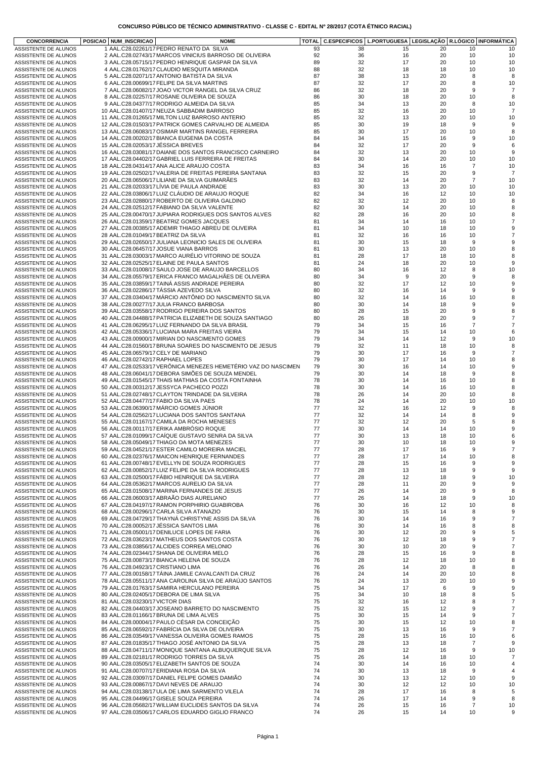**CONCURSO PÚBLICO DE TÉCNICO ADMINISTRATIVO - CLASSE C - EDITAL Nº 28/2017 (COTA ÉTNICO RACIAL)**

| CONCORRENCIA | POSICAO | NUM_INSCRICAO | NOME | TOTAL | C.ESPECIFICOS | L.PORTUGUESA | LEGISLAÇÃO | R.LÓGICO | INFORMÁTICA |
|---|---|---|---|---|---|---|---|---|---|
| ASSISTENTE DE ALUNOS | 1 | AAL.C28.02261/17 | PEDRO RENATO DA SILVA | 93 | 38 | 15 | 20 | 10 | 10 |
| ASSISTENTE DE ALUNOS | 2 | AAL.C28.02743/17 | MARCOS VINICIUS BARROSO DE OLIVEIRA | 92 | 36 | 16 | 20 | 10 | 10 |
| ASSISTENTE DE ALUNOS | 3 | AAL.C28.05715/17 | PEDRO HENRIQUE GASPAR DA SILVA | 89 | 32 | 17 | 20 | 10 | 10 |
| ASSISTENTE DE ALUNOS | 4 | AAL.C28.01762/17 | CLAUDIO MESQUITA MIRANDA | 88 | 32 | 18 | 18 | 10 | 10 |
| ASSISTENTE DE ALUNOS | 5 | AAL.C28.02071/17 | ANTONIO BATISTA DA SILVA | 87 | 38 | 13 | 20 | 8 | 8 |
| ASSISTENTE DE ALUNOS | 6 | AAL.C28.00699/17 | FELIPE DA SILVA MARTINS | 87 | 32 | 17 | 20 | 8 | 10 |
| ASSISTENTE DE ALUNOS | 7 | AAL.C28.06082/17 | JOAO VICTOR RANGEL DA SILVA CRUZ | 86 | 32 | 18 | 20 | 9 | 7 |
| ASSISTENTE DE ALUNOS | 8 | AAL.C28.02257/17 | ROSANE OLIVEIRA DE SOUZA | 86 | 30 | 18 | 20 | 10 | 8 |
| ASSISTENTE DE ALUNOS | 9 | AAL.C28.04377/17 | RODRIGO ALMEIDA DA SILVA | 85 | 34 | 13 | 20 | 8 | 10 |
| ASSISTENTE DE ALUNOS | 10 | AAL.C28.01407/17 | NEUZA SABBADIM BARROSO | 85 | 32 | 16 | 20 | 10 | 7 |
| ASSISTENTE DE ALUNOS | 11 | AAL.C28.01265/17 | MILTON LUIZ BARROSO ANTERIO | 85 | 32 | 13 | 20 | 10 | 10 |
| ASSISTENTE DE ALUNOS | 12 | AAL.C28.01503/17 | PATRICK GOMES CARVALHO DE ALMEIDA | 85 | 30 | 19 | 18 | 9 | 9 |
| ASSISTENTE DE ALUNOS | 13 | AAL.C28.06083/17 | OSIMAR MARTINS RANGEL FERREIRA | 85 | 30 | 17 | 20 | 10 | 8 |
| ASSISTENTE DE ALUNOS | 14 | AAL.C28.00202/17 | BIANCA EUGENIA DA COSTA | 84 | 34 | 15 | 16 | 9 | 10 |
| ASSISTENTE DE ALUNOS | 15 | AAL.C28.02053/17 | JÉSSICA BREVES | 84 | 32 | 17 | 20 | 9 | 6 |
| ASSISTENTE DE ALUNOS | 16 | AAL.C28.03081/17 | DAIANE DOS SANTOS FRANCISCO CARNEIRO | 84 | 32 | 13 | 20 | 10 | 9 |
| ASSISTENTE DE ALUNOS | 17 | AAL.C28.04402/17 | GABRIEL LUIS FERREIRA DE FREITAS | 84 | 30 | 14 | 20 | 10 | 10 |
| ASSISTENTE DE ALUNOS | 18 | AAL.C28.04314/17 | ANA ALICE ARAUJO COSTA | 83 | 34 | 16 | 16 | 7 | 10 |
| ASSISTENTE DE ALUNOS | 19 | AAL.C28.02502/17 | VALERIA DE FREITAS PEREIRA SANTANA | 83 | 32 | 15 | 20 | 9 | 7 |
| ASSISTENTE DE ALUNOS | 20 | AAL.C28.06506/17 | LILIANE DA SILVA GUIMARÃES | 83 | 32 | 14 | 20 | 7 | 10 |
| ASSISTENTE DE ALUNOS | 21 | AAL.C28.02033/17 | LÍVIA DE PAULA ANDRADE | 83 | 30 | 13 | 20 | 10 | 10 |
| ASSISTENTE DE ALUNOS | 22 | AAL.C28.03806/17 | LUIZ CLÁUDIO DE ARAUJO ROQUE | 82 | 34 | 16 | 12 | 10 | 10 |
| ASSISTENTE DE ALUNOS | 23 | AAL.C28.02880/17 | ROBERTO DE OLIVEIRA GALDINO | 82 | 32 | 12 | 20 | 10 | 8 |
| ASSISTENTE DE ALUNOS | 24 | AAL.C28.02512/17 | FABIANO DA SILVA VALENTE | 82 | 30 | 14 | 20 | 10 | 8 |
| ASSISTENTE DE ALUNOS | 25 | AAL.C28.00470/17 | JUPIARA RODRIGUES DOS SANTOS ALVES | 82 | 28 | 16 | 20 | 10 | 8 |
| ASSISTENTE DE ALUNOS | 26 | AAL.C28.01359/17 | BEATRIZ GOMES JACQUES | 81 | 34 | 14 | 16 | 10 | 7 |
| ASSISTENTE DE ALUNOS | 27 | AAL.C28.00385/17 | ADEMIR THIAGO ABREU DE OLIVEIRA | 81 | 34 | 10 | 18 | 10 | 9 |
| ASSISTENTE DE ALUNOS | 28 | AAL.C28.01049/17 | BEATRIZ DA SILVA | 81 | 32 | 16 | 16 | 10 | 7 |
| ASSISTENTE DE ALUNOS | 29 | AAL.C28.02650/17 | JULIANA LEONICIO SALES DE OLIVEIRA | 81 | 30 | 15 | 18 | 9 | 9 |
| ASSISTENTE DE ALUNOS | 30 | AAL.C28.06457/17 | JOSUE VIANA BARROS | 81 | 30 | 13 | 20 | 10 | 8 |
| ASSISTENTE DE ALUNOS | 31 | AAL.C28.03003/17 | MARCO AURÉLIO VITORINO DE SOUZA | 81 | 28 | 17 | 18 | 10 | 8 |
| ASSISTENTE DE ALUNOS | 32 | AAL.C28.02525/17 | ELAINE DE PAULA SANTOS | 81 | 24 | 18 | 20 | 10 | 9 |
| ASSISTENTE DE ALUNOS | 33 | AAL.C28.01008/17 | SAULO JOSE DE ARAUJO BARCELLOS | 80 | 34 | 16 | 12 | 8 | 10 |
| ASSISTENTE DE ALUNOS | 34 | AAL.C28.05579/17 | ERICA FRANCO MAGALHÃES DE OLIVEIRA | 80 | 34 | 9 | 20 | 9 | 8 |
| ASSISTENTE DE ALUNOS | 35 | AAL.C28.03859/17 | TAINÁ ASSIS ANDRADE PEREIRA | 80 | 32 | 17 | 12 | 10 | 9 |
| ASSISTENTE DE ALUNOS | 36 | AAL.C28.02286/17 | TÁSSIA AZEVEDO SILVA | 80 | 32 | 16 | 14 | 9 | 9 |
| ASSISTENTE DE ALUNOS | 37 | AAL.C28.03404/17 | MÁRCIO ANTÔNIO DO NASCIMENTO SILVA | 80 | 32 | 14 | 16 | 10 | 8 |
| ASSISTENTE DE ALUNOS | 38 | AAL.C28.00277/17 | JULIA FRANCO BARBOSA | 80 | 30 | 14 | 18 | 9 | 9 |
| ASSISTENTE DE ALUNOS | 39 | AAL.C28.03558/17 | RODRIGO PEREIRA DOS SANTOS | 80 | 28 | 15 | 20 | 9 | 8 |
| ASSISTENTE DE ALUNOS | 40 | AAL.C28.04488/17 | PATRICIA ELIZABETH DE SOUZA SANTIAGO | 80 | 26 | 18 | 20 | 9 | 7 |
| ASSISTENTE DE ALUNOS | 41 | AAL.C28.06295/17 | LUIZ FERNANDO DA SILVA BRASIL | 79 | 34 | 15 | 16 | 7 | 7 |
| ASSISTENTE DE ALUNOS | 42 | AAL.C28.05336/17 | LUCIANA MARA FREITAS VIEIRA | 79 | 34 | 15 | 14 | 10 | 6 |
| ASSISTENTE DE ALUNOS | 43 | AAL.C28.00900/17 | MIRIAN DO NASCIMENTO GOMES | 79 | 34 | 14 | 12 | 9 | 10 |
| ASSISTENTE DE ALUNOS | 44 | AAL.C28.01560/17 | BRUNA SOARES DO NASCIMENTO DE JESUS | 79 | 32 | 11 | 18 | 10 | 8 |
| ASSISTENTE DE ALUNOS | 45 | AAL.C28.06579/17 | CELY DE MARIANO | 79 | 30 | 17 | 16 | 9 | 7 |
| ASSISTENTE DE ALUNOS | 46 | AAL.C28.02742/17 | RAPHAEL LOPES | 79 | 30 | 17 | 14 | 10 | 8 |
| ASSISTENTE DE ALUNOS | 47 | AAL.C28.02533/17 | VERÔNICA MENEZES HEMETÉRIO VAZ DO NASCIMEN | 79 | 30 | 16 | 14 | 10 | 9 |
| ASSISTENTE DE ALUNOS | 48 | AAL.C28.06041/17 | DEBORA SIMÕES DE SOUZA MENDEL | 79 | 30 | 14 | 18 | 9 | 8 |
| ASSISTENTE DE ALUNOS | 49 | AAL.C28.01545/17 | THAIS MATHIAS DA COSTA FONTAINHA | 78 | 30 | 14 | 16 | 10 | 8 |
| ASSISTENTE DE ALUNOS | 50 | AAL.C28.00312/17 | JESSYCA PACHECO POZZI | 78 | 30 | 14 | 16 | 10 | 8 |
| ASSISTENTE DE ALUNOS | 51 | AAL.C28.02748/17 | CLAYTON TRINDADE DA SILVEIRA | 78 | 26 | 14 | 20 | 10 | 8 |
| ASSISTENTE DE ALUNOS | 52 | AAL.C28.04477/17 | FABIO DA SILVA PAES | 78 | 24 | 14 | 20 | 10 | 10 |
| ASSISTENTE DE ALUNOS | 53 | AAL.C28.06390/17 | MÁRCIO GOMES JÚNIOR | 77 | 32 | 16 | 12 | 9 | 8 |
| ASSISTENTE DE ALUNOS | 54 | AAL.C28.02562/17 | LUCIANA DOS SANTOS SANTANA | 77 | 32 | 14 | 14 | 8 | 9 |
| ASSISTENTE DE ALUNOS | 55 | AAL.C28.01167/17 | CAMILA DA ROCHA MENESES | 77 | 32 | 12 | 20 | 5 | 8 |
| ASSISTENTE DE ALUNOS | 56 | AAL.C28.00117/17 | ERIKA AMBRÓSIO ROQUE | 77 | 30 | 14 | 14 | 10 | 9 |
| ASSISTENTE DE ALUNOS | 57 | AAL.C28.01099/17 | CAÍQUE GUSTAVO SENRA DA SILVA | 77 | 30 | 13 | 18 | 10 | 6 |
| ASSISTENTE DE ALUNOS | 58 | AAL.C28.05049/17 | THIAGO DA MOTA MENEZES | 77 | 30 | 10 | 18 | 10 | 9 |
| ASSISTENTE DE ALUNOS | 59 | AAL.C28.04521/17 | ESTER CAMILO MOREIRA MACIEL | 77 | 28 | 17 | 16 | 9 | 7 |
| ASSISTENTE DE ALUNOS | 60 | AAL.C28.02376/17 | MAICON HENRIQUE FERNANDES | 77 | 28 | 17 | 14 | 10 | 8 |
| ASSISTENTE DE ALUNOS | 61 | AAL.C28.00748/17 | EVELLYN DE SOUZA RODRIGUES | 77 | 28 | 15 | 16 | 9 | 9 |
| ASSISTENTE DE ALUNOS | 62 | AAL.C28.00852/17 | LUIZ FELIPE DA SILVA RODRIGUES | 77 | 28 | 13 | 18 | 9 | 9 |
| ASSISTENTE DE ALUNOS | 63 | AAL.C28.02500/17 | FÁBIO HENRIQUE DA SILVEIRA | 77 | 28 | 12 | 18 | 9 | 10 |
| ASSISTENTE DE ALUNOS | 64 | AAL.C28.05362/17 | MARCOS AURELIO DA SILVA | 77 | 28 | 11 | 20 | 9 | 9 |
| ASSISTENTE DE ALUNOS | 65 | AAL.C28.01508/17 | MARINA FERNANDES DE JESUS | 77 | 26 | 14 | 20 | 9 | 8 |
| ASSISTENTE DE ALUNOS | 66 | AAL.C28.06003/17 | ABRAÃO DIAS AURELIANO | 77 | 26 | 14 | 18 | 9 | 10 |
| ASSISTENTE DE ALUNOS | 67 | AAL.C28.04197/17 | RAMON PORPHIRIO GUABIROBA | 76 | 30 | 16 | 12 | 10 | 8 |
| ASSISTENTE DE ALUNOS | 68 | AAL.C28.00296/17 | CARLA SILVA ATANAZIO | 76 | 30 | 15 | 14 | 8 | 9 |
| ASSISTENTE DE ALUNOS | 69 | AAL.C28.04729/17 | THAYNÁ CHRISTYNE ASSIS DA SILVA | 76 | 30 | 14 | 16 | 9 | 7 |
| ASSISTENTE DE ALUNOS | 70 | AAL.C28.00052/17 | JÉSSICA SANTOS LIMA | 76 | 30 | 14 | 16 | 8 | 8 |
| ASSISTENTE DE ALUNOS | 71 | AAL.C28.05001/17 | DENILUCE LOPES DE FARIA | 76 | 30 | 12 | 20 | 9 | 5 |
| ASSISTENTE DE ALUNOS | 72 | AAL.C28.03623/17 | MATHEUS DOS SANTOS COSTA | 76 | 30 | 12 | 18 | 9 | 7 |
| ASSISTENTE DE ALUNOS | 73 | AAL.C28.03856/17 | ALCIDES CORREA MELONIO | 76 | 30 | 10 | 20 | 9 | 7 |
| ASSISTENTE DE ALUNOS | 74 | AAL.C28.02344/17 | SHANA DE OLIVEIRA MELO | 76 | 28 | 15 | 16 | 9 | 8 |
| ASSISTENTE DE ALUNOS | 75 | AAL.C28.00873/17 | BIANCA HELENA DE SOUZA | 76 | 28 | 12 | 18 | 10 | 8 |
| ASSISTENTE DE ALUNOS | 76 | AAL.C28.04923/17 | CRISTIANO LIMA | 76 | 26 | 14 | 20 | 8 | 8 |
| ASSISTENTE DE ALUNOS | 77 | AAL.C28.00158/17 | TÁINA JAMILE CAVALCANTI DA CRUZ | 76 | 24 | 14 | 20 | 10 | 8 |
| ASSISTENTE DE ALUNOS | 78 | AAL.C28.05511/17 | ANA CAROLINA SILVA DE ARAÚJO SANTOS | 76 | 24 | 13 | 20 | 10 | 9 |
| ASSISTENTE DE ALUNOS | 79 | AAL.C28.01763/17 | SAMIRA HERCULANO PEREIRA | 75 | 34 | 17 | 6 | 9 | 9 |
| ASSISTENTE DE ALUNOS | 80 | AAL.C28.02405/17 | DEBORA DE LIMA SILVA | 75 | 34 | 10 | 18 | 8 | 5 |
| ASSISTENTE DE ALUNOS | 81 | AAL.C28.03230/17 | VICTOR DIAS | 75 | 32 | 16 | 12 | 8 | 7 |
| ASSISTENTE DE ALUNOS | 82 | AAL.C28.04403/17 | JOSEANO BARRETO DO NASCIMENTO | 75 | 32 | 15 | 12 | 9 | 7 |
| ASSISTENTE DE ALUNOS | 83 | AAL.C28.01166/17 | BRUNA DE LIMA ALVES | 75 | 30 | 15 | 14 | 9 | 7 |
| ASSISTENTE DE ALUNOS | 84 | AAL.C28.00004/17 | PAULO CÉSAR DA CONCEIÇÃO | 75 | 30 | 15 | 12 | 10 | 8 |
| ASSISTENTE DE ALUNOS | 85 | AAL.C28.06592/17 | FABRÍCIA DA SILVA DE OLIVEIRA | 75 | 30 | 13 | 16 | 9 | 7 |
| ASSISTENTE DE ALUNOS | 86 | AAL.C28.03549/17 | VANESSA OLIVEIRA GOMES RAMOS | 75 | 28 | 15 | 16 | 10 | 6 |
| ASSISTENTE DE ALUNOS | 87 | AAL.C28.01835/17 | THIAGO JOSÉ ANTONIO DA SILVA | 75 | 28 | 13 | 18 | 7 | 9 |
| ASSISTENTE DE ALUNOS | 88 | AAL.C28.04711/17 | MONIQUE SANTANA ALBUQUERQUE SILVA | 75 | 28 | 12 | 16 | 9 | 10 |
| ASSISTENTE DE ALUNOS | 89 | AAL.C28.02181/17 | RODRIGO TORRES DA SILVA | 75 | 26 | 14 | 18 | 10 | 7 |
| ASSISTENTE DE ALUNOS | 90 | AAL.C28.03505/17 | ELIZABETH SANTOS DE SOUZA | 74 | 30 | 14 | 16 | 10 | 4 |
| ASSISTENTE DE ALUNOS | 91 | AAL.C28.00707/17 | ERIDIANA ROSA DA SILVA | 74 | 30 | 13 | 18 | 9 | 4 |
| ASSISTENTE DE ALUNOS | 92 | AAL.C28.03097/17 | DANIEL FELIPE GOMES DAMIÃO | 74 | 30 | 13 | 12 | 10 | 9 |
| ASSISTENTE DE ALUNOS | 93 | AAL.C28.00867/17 | DAVI NEVES DE ARAUJO | 74 | 30 | 12 | 12 | 10 | 10 |
| ASSISTENTE DE ALUNOS | 94 | AAL.C28.03138/17 | ULA DE LIMA SARMENTO VILELA | 74 | 28 | 17 | 16 | 8 | 5 |
| ASSISTENTE DE ALUNOS | 95 | AAL.C28.04496/17 | GISELE SOUZA PEREIRA | 74 | 26 | 17 | 14 | 9 | 8 |
| ASSISTENTE DE ALUNOS | 96 | AAL.C28.05682/17 | WILLIAM EUCLIDES SANTOS DA SILVA | 74 | 26 | 15 | 16 | 7 | 10 |
| ASSISTENTE DE ALUNOS | 97 | AAL.C28.03506/17 | CARLOS EDUARDO GIGLIO FRANCO | 74 | 26 | 15 | 14 | 10 | 9 |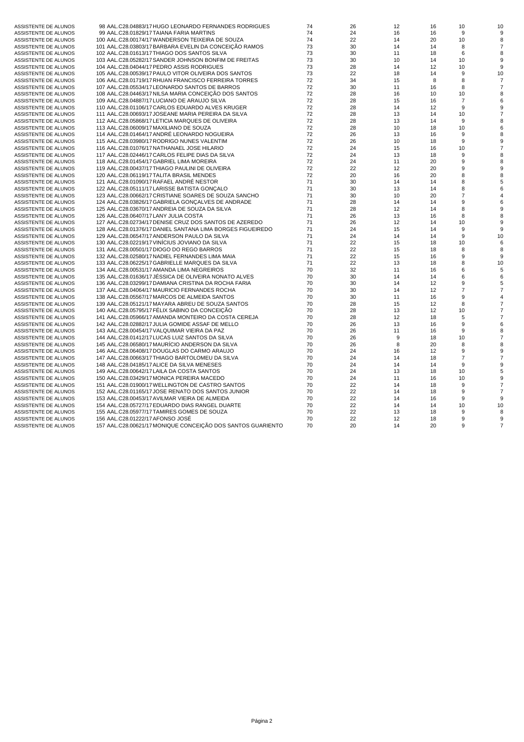| | | | | | | | | | |
|---|---|---|---|---|---|---|---|---|---|
| ASSISTENTE DE ALUNOS | 98 | AAL.C28.04883/17 | HUGO LEONARDO FERNANDES RODRIGUES | 74 | 26 | 12 | 16 | 10 | 10 |
| ASSISTENTE DE ALUNOS | 99 | AAL.C28.01829/17 | TAIANA FARIA MARTINS | 74 | 24 | 16 | 16 | 9 | 9 |
| ASSISTENTE DE ALUNOS | 100 | AAL.C28.00174/17 | WANDERSON TEIXEIRA DE SOUZA | 74 | 22 | 14 | 20 | 10 | 8 |
| ASSISTENTE DE ALUNOS | 101 | AAL.C28.03803/17 | BARBARA EVELIN DA CONCEIÇÃO RAMOS | 73 | 30 | 14 | 14 | 8 | 7 |
| ASSISTENTE DE ALUNOS | 102 | AAL.C28.01613/17 | THIAGO DOS SANTOS SILVA | 73 | 30 | 11 | 18 | 6 | 8 |
| ASSISTENTE DE ALUNOS | 103 | AAL.C28.05282/17 | SANDER JOHNSON BONFIM DE FREITAS | 73 | 30 | 10 | 14 | 10 | 9 |
| ASSISTENTE DE ALUNOS | 104 | AAL.C28.04044/17 | PEDRO ASSIS RODRIGUES | 73 | 28 | 14 | 12 | 10 | 9 |
| ASSISTENTE DE ALUNOS | 105 | AAL.C28.00539/17 | PAULO VITOR OLIVEIRA DOS SANTOS | 73 | 22 | 18 | 14 | 9 | 10 |
| ASSISTENTE DE ALUNOS | 106 | AAL.C28.01719/17 | RHUAN FRANCISCO FERREIRA TORRES | 72 | 34 | 15 | 8 | 8 | 7 |
| ASSISTENTE DE ALUNOS | 107 | AAL.C28.05534/17 | LEONARDO SANTOS DE BARROS | 72 | 30 | 11 | 16 | 8 | 7 |
| ASSISTENTE DE ALUNOS | 108 | AAL.C28.04463/17 | NILSA MARIA CONCEIÇÃO DOS SANTOS | 72 | 28 | 16 | 10 | 10 | 8 |
| ASSISTENTE DE ALUNOS | 109 | AAL.C28.04887/17 | LUCIANO DE ARAUJO SILVA | 72 | 28 | 15 | 16 | 7 | 6 |
| ASSISTENTE DE ALUNOS | 110 | AAL.C28.01106/17 | CARLOS EDUARDO ALVES KRUGER | 72 | 28 | 14 | 12 | 9 | 9 |
| ASSISTENTE DE ALUNOS | 111 | AAL.C28.00693/17 | JOSEANE MARIA PEREIRA DA SILVA | 72 | 28 | 13 | 14 | 10 | 7 |
| ASSISTENTE DE ALUNOS | 112 | AAL.C28.05868/17 | LETICIA MARQUES DE OLIVEIRA | 72 | 28 | 13 | 14 | 9 | 8 |
| ASSISTENTE DE ALUNOS | 113 | AAL.C28.06009/17 | MAXILIANO DE SOUZA | 72 | 28 | 10 | 18 | 10 | 6 |
| ASSISTENTE DE ALUNOS | 114 | AAL.C28.01464/17 | ANDRÉ LEONARDO NOGUEIRA | 72 | 26 | 13 | 16 | 9 | 8 |
| ASSISTENTE DE ALUNOS | 115 | AAL.C28.03980/17 | RODRIGO NUNES VALENTIM | 72 | 26 | 10 | 18 | 9 | 9 |
| ASSISTENTE DE ALUNOS | 116 | AAL.C28.01076/17 | NATHANAEL JOSE HILARIO | 72 | 24 | 15 | 16 | 10 | 7 |
| ASSISTENTE DE ALUNOS | 117 | AAL.C28.02446/17 | CARLOS FELIPE DIAS DA SILVA | 72 | 24 | 13 | 18 | 9 | 8 |
| ASSISTENTE DE ALUNOS | 118 | AAL.C28.01454/17 | GABRIEL LIMA MOREIRA | 72 | 24 | 11 | 20 | 9 | 8 |
| ASSISTENTE DE ALUNOS | 119 | AAL.C28.00437/17 | THIAGO PAULINI DE OLIVEIRA | 72 | 22 | 12 | 20 | 9 | 9 |
| ASSISTENTE DE ALUNOS | 120 | AAL.C28.06119/17 | TALITA BRASIL MENDES | 72 | 20 | 16 | 20 | 8 | 8 |
| ASSISTENTE DE ALUNOS | 121 | AAL.C28.01090/17 | RAFAEL ANDRÉ NESTOR | 71 | 30 | 14 | 14 | 8 | 5 |
| ASSISTENTE DE ALUNOS | 122 | AAL.C28.05111/17 | LARISSE BATISTA GONÇALO | 71 | 30 | 13 | 14 | 8 | 6 |
| ASSISTENTE DE ALUNOS | 123 | AAL.C28.00662/17 | CRISTIANE SOARES DE SOUZA SANCHO | 71 | 30 | 10 | 20 | 7 | 4 |
| ASSISTENTE DE ALUNOS | 124 | AAL.C28.03826/17 | GABRIELA GONÇALVES DE ANDRADE | 71 | 28 | 14 | 14 | 9 | 6 |
| ASSISTENTE DE ALUNOS | 125 | AAL.C28.03670/17 | ANDREIA DE SOUZA DA SILVA | 71 | 28 | 12 | 14 | 8 | 9 |
| ASSISTENTE DE ALUNOS | 126 | AAL.C28.06407/17 | LANY JULIA COSTA | 71 | 26 | 13 | 16 | 8 | 8 |
| ASSISTENTE DE ALUNOS | 127 | AAL.C28.02734/17 | DENISE CRUZ DOS SANTOS DE AZEREDO | 71 | 26 | 12 | 14 | 10 | 9 |
| ASSISTENTE DE ALUNOS | 128 | AAL.C28.01376/17 | DANIEL SANTANA LIMA BORGES FIGUEIREDO | 71 | 24 | 15 | 14 | 9 | 9 |
| ASSISTENTE DE ALUNOS | 129 | AAL.C28.06547/17 | ANDERSON PAULO DA SILVA | 71 | 24 | 14 | 14 | 9 | 10 |
| ASSISTENTE DE ALUNOS | 130 | AAL.C28.02219/17 | VINÍCIUS JOVIANO DA SILVA | 71 | 22 | 15 | 18 | 10 | 6 |
| ASSISTENTE DE ALUNOS | 131 | AAL.C28.00501/17 | DIOGO DO REGO BARROS | 71 | 22 | 15 | 18 | 8 | 8 |
| ASSISTENTE DE ALUNOS | 132 | AAL.C28.02580/17 | NADIEL FERNANDES LIMA MAIA | 71 | 22 | 15 | 16 | 9 | 9 |
| ASSISTENTE DE ALUNOS | 133 | AAL.C28.06225/17 | GABRIELLE MARQUES DA SILVA | 71 | 22 | 13 | 18 | 8 | 10 |
| ASSISTENTE DE ALUNOS | 134 | AAL.C28.00531/17 | AMANDA LIMA NEGREIROS | 70 | 32 | 11 | 16 | 6 | 5 |
| ASSISTENTE DE ALUNOS | 135 | AAL.C28.01636/17 | JÉSSICA DE OLIVEIRA NONATO ALVES | 70 | 30 | 14 | 14 | 6 | 6 |
| ASSISTENTE DE ALUNOS | 136 | AAL.C28.03299/17 | DAMIANA CRISTINA DA ROCHA FARIA | 70 | 30 | 14 | 12 | 9 | 5 |
| ASSISTENTE DE ALUNOS | 137 | AAL.C28.04064/17 | MAURICIO FERNANDES ROCHA | 70 | 30 | 14 | 12 | 7 | 7 |
| ASSISTENTE DE ALUNOS | 138 | AAL.C28.05567/17 | MARCOS DE ALMEIDA SANTOS | 70 | 30 | 11 | 16 | 9 | 4 |
| ASSISTENTE DE ALUNOS | 139 | AAL.C28.05121/17 | MAYARA ABREU DE SOUZA SANTOS | 70 | 28 | 15 | 12 | 8 | 7 |
| ASSISTENTE DE ALUNOS | 140 | AAL.C28.05795/17 | FÉLIX SABINO DA CONCEIÇÃO | 70 | 28 | 13 | 12 | 10 | 7 |
| ASSISTENTE DE ALUNOS | 141 | AAL.C28.05966/17 | AMANDA MONTEIRO DA COSTA CEREJA | 70 | 28 | 12 | 18 | 5 | 7 |
| ASSISTENTE DE ALUNOS | 142 | AAL.C28.02882/17 | JULIA GOMIDE ASSAF DE MELLO | 70 | 26 | 13 | 16 | 9 | 6 |
| ASSISTENTE DE ALUNOS | 143 | AAL.C28.00454/17 | VALQUIMAR VIEIRA DA PAZ | 70 | 26 | 11 | 16 | 9 | 8 |
| ASSISTENTE DE ALUNOS | 144 | AAL.C28.01412/17 | LUCAS LUIZ SANTOS DA SILVA | 70 | 26 | 9 | 18 | 10 | 7 |
| ASSISTENTE DE ALUNOS | 145 | AAL.C28.06580/17 | MAURÍCIO ANDERSON DA SILVA | 70 | 26 | 8 | 20 | 8 | 8 |
| ASSISTENTE DE ALUNOS | 146 | AAL.C28.06408/17 | DOUGLAS DO CARMO ARAUJO | 70 | 24 | 16 | 12 | 9 | 9 |
| ASSISTENTE DE ALUNOS | 147 | AAL.C28.00663/17 | THIAGO BARTOLOMEU DA SILVA | 70 | 24 | 14 | 18 | 7 | 7 |
| ASSISTENTE DE ALUNOS | 148 | AAL.C28.04185/17 | ALICE DA SILVA MENESES | 70 | 24 | 14 | 14 | 9 | 9 |
| ASSISTENTE DE ALUNOS | 149 | AAL.C28.00642/17 | LAILA DA COSTA SANTOS | 70 | 24 | 13 | 18 | 10 | 5 |
| ASSISTENTE DE ALUNOS | 150 | AAL.C28.03429/17 | MONICA PEREIRA MACEDO | 70 | 24 | 11 | 16 | 10 | 9 |
| ASSISTENTE DE ALUNOS | 151 | AAL.C28.01900/17 | WELLINGTON DE CASTRO SANTOS | 70 | 22 | 14 | 18 | 9 | 7 |
| ASSISTENTE DE ALUNOS | 152 | AAL.C28.01165/17 | JOSE RENATO DOS SANTOS JUNIOR | 70 | 22 | 14 | 18 | 9 | 7 |
| ASSISTENTE DE ALUNOS | 153 | AAL.C28.00453/17 | AVILMAR VIEIRA DE ALMEIDA | 70 | 22 | 14 | 16 | 9 | 9 |
| ASSISTENTE DE ALUNOS | 154 | AAL.C28.05727/17 | EDUARDO DIAS RANGEL DUARTE | 70 | 22 | 14 | 14 | 10 | 10 |
| ASSISTENTE DE ALUNOS | 155 | AAL.C28.05977/17 | TAMIRES GOMES DE SOUZA | 70 | 22 | 13 | 18 | 9 | 8 |
| ASSISTENTE DE ALUNOS | 156 | AAL.C28.01222/17 | AFONSO JOSÉ | 70 | 22 | 12 | 18 | 9 | 9 |
| ASSISTENTE DE ALUNOS | 157 | AAL.C28.00621/17 | MONIQUE CONCEIÇÃO DOS SANTOS GUARIENTO | 70 | 20 | 14 | 20 | 9 | 7 |